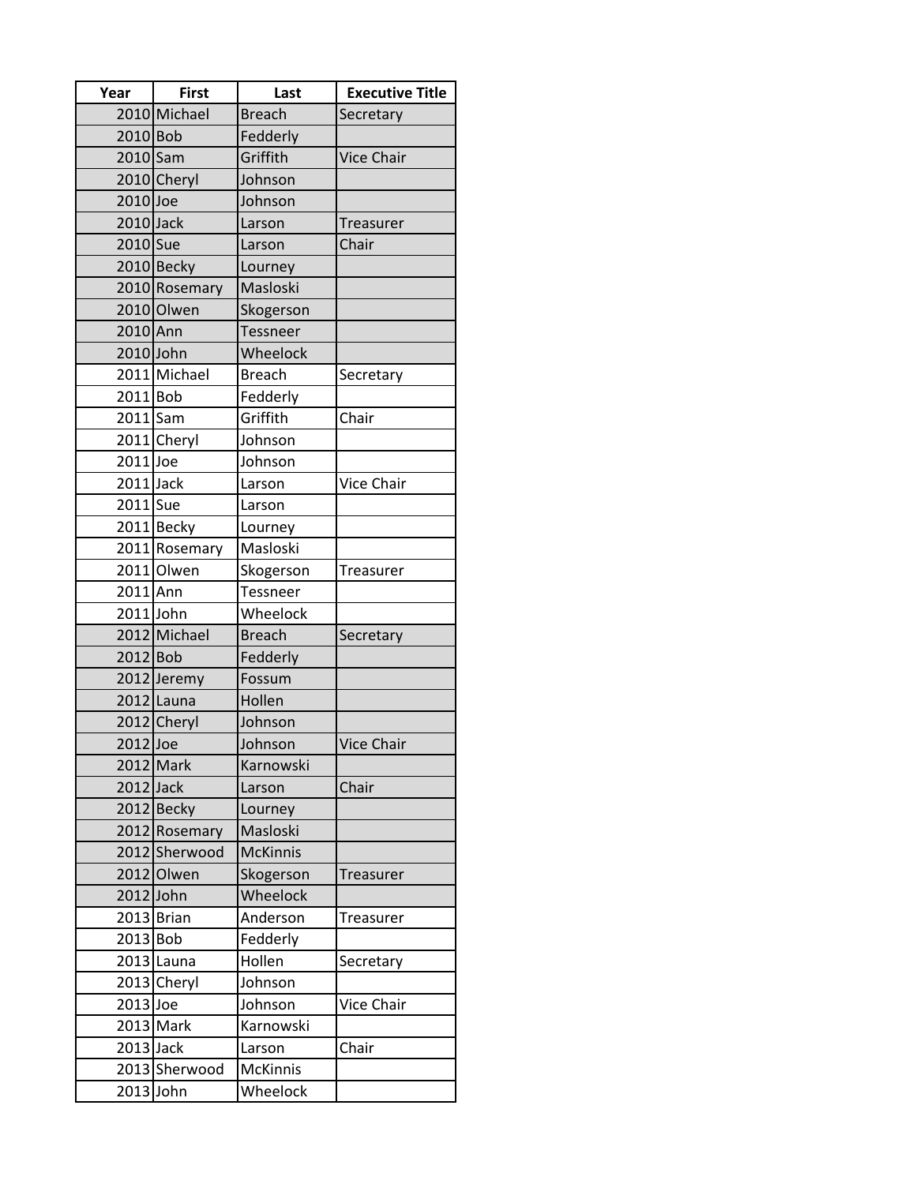| Year | First | Last | Executive Title |
|---|---|---|---|
| 2010 | Michael | Breach | Secretary |
| 2010 | Bob | Fedderly | |
| 2010 | Sam | Griffith | Vice Chair |
| 2010 | Cheryl | Johnson | |
| 2010 | Joe | Johnson | |
| 2010 | Jack | Larson | Treasurer |
| 2010 | Sue | Larson | Chair |
| 2010 | Becky | Lourney | |
| 2010 | Rosemary | Masloski | |
| 2010 | Olwen | Skogerson | |
| 2010 | Ann | Tessneer | |
| 2010 | John | Wheelock | |
| 2011 | Michael | Breach | Secretary |
| 2011 | Bob | Fedderly | |
| 2011 | Sam | Griffith | Chair |
| 2011 | Cheryl | Johnson | |
| 2011 | Joe | Johnson | |
| 2011 | Jack | Larson | Vice Chair |
| 2011 | Sue | Larson | |
| 2011 | Becky | Lourney | |
| 2011 | Rosemary | Masloski | |
| 2011 | Olwen | Skogerson | Treasurer |
| 2011 | Ann | Tessneer | |
| 2011 | John | Wheelock | |
| 2012 | Michael | Breach | Secretary |
| 2012 | Bob | Fedderly | |
| 2012 | Jeremy | Fossum | |
| 2012 | Launa | Hollen | |
| 2012 | Cheryl | Johnson | |
| 2012 | Joe | Johnson | Vice Chair |
| 2012 | Mark | Karnowski | |
| 2012 | Jack | Larson | Chair |
| 2012 | Becky | Lourney | |
| 2012 | Rosemary | Masloski | |
| 2012 | Sherwood | McKinnis | |
| 2012 | Olwen | Skogerson | Treasurer |
| 2012 | John | Wheelock | |
| 2013 | Brian | Anderson | Treasurer |
| 2013 | Bob | Fedderly | |
| 2013 | Launa | Hollen | Secretary |
| 2013 | Cheryl | Johnson | |
| 2013 | Joe | Johnson | Vice Chair |
| 2013 | Mark | Karnowski | |
| 2013 | Jack | Larson | Chair |
| 2013 | Sherwood | McKinnis | |
| 2013 | John | Wheelock | |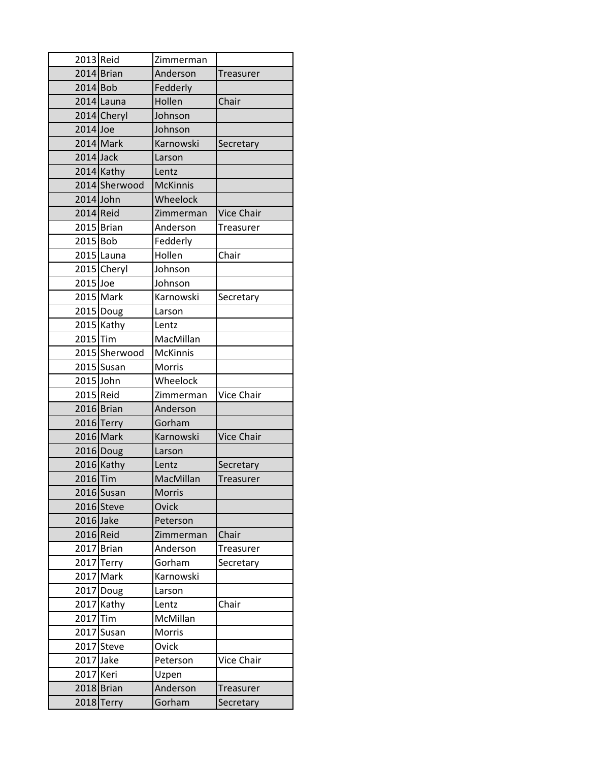| | | | |
|---|---|---|---|
| 2013 | Reid | Zimmerman | |
| 2014 | Brian | Anderson | Treasurer |
| 2014 | Bob | Fedderly | |
| 2014 | Launa | Hollen | Chair |
| 2014 | Cheryl | Johnson | |
| 2014 | Joe | Johnson | |
| 2014 | Mark | Karnowski | Secretary |
| 2014 | Jack | Larson | |
| 2014 | Kathy | Lentz | |
| 2014 | Sherwood | McKinnis | |
| 2014 | John | Wheelock | |
| 2014 | Reid | Zimmerman | Vice Chair |
| 2015 | Brian | Anderson | Treasurer |
| 2015 | Bob | Fedderly | |
| 2015 | Launa | Hollen | Chair |
| 2015 | Cheryl | Johnson | |
| 2015 | Joe | Johnson | |
| 2015 | Mark | Karnowski | Secretary |
| 2015 | Doug | Larson | |
| 2015 | Kathy | Lentz | |
| 2015 | Tim | MacMillan | |
| 2015 | Sherwood | McKinnis | |
| 2015 | Susan | Morris | |
| 2015 | John | Wheelock | |
| 2015 | Reid | Zimmerman | Vice Chair |
| 2016 | Brian | Anderson | |
| 2016 | Terry | Gorham | |
| 2016 | Mark | Karnowski | Vice Chair |
| 2016 | Doug | Larson | |
| 2016 | Kathy | Lentz | Secretary |
| 2016 | Tim | MacMillan | Treasurer |
| 2016 | Susan | Morris | |
| 2016 | Steve | Ovick | |
| 2016 | Jake | Peterson | |
| 2016 | Reid | Zimmerman | Chair |
| 2017 | Brian | Anderson | Treasurer |
| 2017 | Terry | Gorham | Secretary |
| 2017 | Mark | Karnowski | |
| 2017 | Doug | Larson | |
| 2017 | Kathy | Lentz | Chair |
| 2017 | Tim | McMillan | |
| 2017 | Susan | Morris | |
| 2017 | Steve | Ovick | |
| 2017 | Jake | Peterson | Vice Chair |
| 2017 | Keri | Uzpen | |
| 2018 | Brian | Anderson | Treasurer |
| 2018 | Terry | Gorham | Secretary |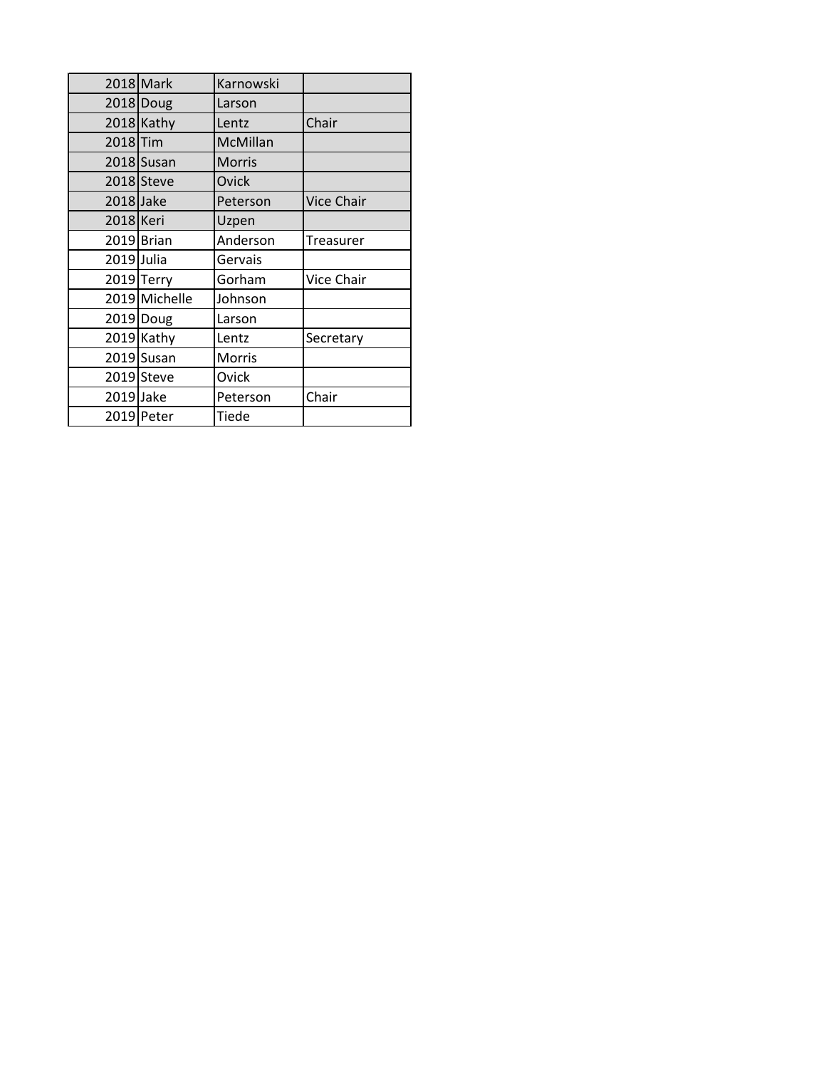| | | | |
|---|---|---|---|
| 2018 | Mark | Karnowski | |
| 2018 | Doug | Larson | |
| 2018 | Kathy | Lentz | Chair |
| 2018 | Tim | McMillan | |
| 2018 | Susan | Morris | |
| 2018 | Steve | Ovick | |
| 2018 | Jake | Peterson | Vice Chair |
| 2018 | Keri | Uzpen | |
| 2019 | Brian | Anderson | Treasurer |
| 2019 | Julia | Gervais | |
| 2019 | Terry | Gorham | Vice Chair |
| 2019 | Michelle | Johnson | |
| 2019 | Doug | Larson | |
| 2019 | Kathy | Lentz | Secretary |
| 2019 | Susan | Morris | |
| 2019 | Steve | Ovick | |
| 2019 | Jake | Peterson | Chair |
| 2019 | Peter | Tiede | |